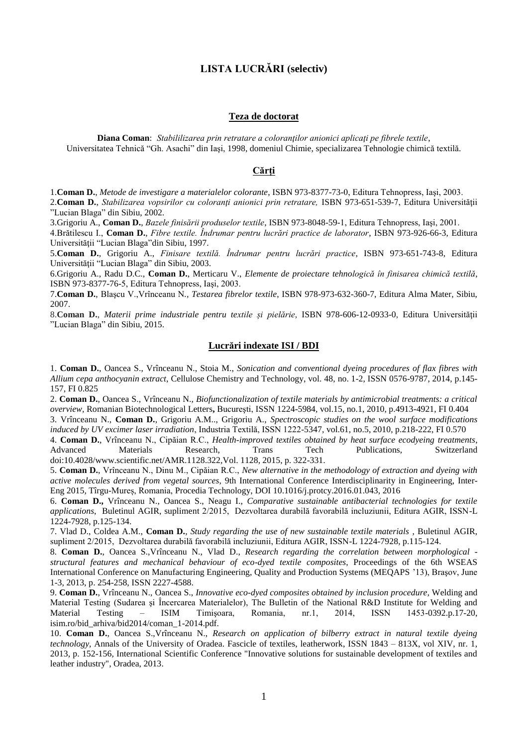# LISTA LUCRĂRI (selectiv)

## Teza de doctorat

**Diana Coman**: *Stabililizarea prin retratare a coloranţilor anionici aplicaţi pe fibrele textile*, Universitatea Tehnică "Gh. Asachi" din Iaşi, 1998, domeniul Chimie, specializarea Tehnologie chimică textilă.

## Cărţi

1.**Coman D.**, *Metode de investigare a materialelor colorante*, ISBN 973-8377-73-0, Editura Tehnopress, Iaşi, 2003.

2.**Coman D.**, *Stabilizarea vopsirilor cu coloranţi anionici prin retratare,* ISBN 973-651-539-7, Editura Universității "Lucian Blaga" din Sibiu, 2002.

3.Grigoriu A., **Coman D.**, *Bazele finisării produselor textile*, ISBN 973-8048-59-1, Editura Tehnopress, Iaşi, 2001.

4.Brătilescu I., **Coman D.**, *Fibre textile. Îndrumar pentru lucrări practice de laborator*, ISBN 973-926-66-3, Editura Universității "Lucian Blaga"din Sibiu, 1997.

5.**Coman D.**, Grigoriu A., *Finisare textilă. Îndrumar pentru lucrări practice*, ISBN 973-651-743-8, Editura Universității "Lucian Blaga" din Sibiu, 2003.

6.Grigoriu A., Radu D.C., **Coman D.**, Merticaru V., *Elemente de proiectare tehnologică în finisarea chimică textilă*, ISBN 973-8377-76-5, Editura Tehnopress, Iaşi, 2003.

7.**Coman D.**, Blaşcu V.,Vrînceanu N., *Testarea fibrelor textile*, ISBN 978-973-632-360-7, Editura Alma Mater, Sibiu, 2007.

8.**Coman D.**, *Materii prime industriale pentru textile și pielărie*, ISBN 978-606-12-0933-0, Editura Universității "Lucian Blaga" din Sibiu, 2015.

## Lucrări indexate ISI / BDI

1. **Coman D.**, Oancea S., Vrînceanu N., Stoia M., *Sonication and conventional dyeing procedures of flax fibres with Allium cepa anthocyanin extract*, Cellulose Chemistry and Technology, vol. 48, no. 1-2, ISSN 0576-9787, 2014, p.145-157, FI 0.825

2. **Coman D.**, Oancea S., Vrînceanu N., *Biofunctionalization of textile materials by antimicrobial treatments: a critical overview*, Romanian Biotechnological Letters**,** Bucureşti, ISSN 1224-5984, vol.15, no.1, 2010, p.4913-4921, FI 0.404

3. Vrînceanu N., **Coman D.**, Grigoriu A.M.., Grigoriu A., *Spectroscopic studies on the wool surface modifications induced by UV excimer laser irradiation*, Industria Textilă, ISSN 1222-5347, vol.61, no.5, 2010, p.218-222, FI 0.570

4. **Coman D.**, Vrînceanu N., Cipăian R.C., *Health-improved textiles obtained by heat surface ecodyeing treatments*, Advanced Materials Research, Trans Tech Publications, Switzerland doi:10.4028/www.scientific.net/AMR.1128.322,Vol. 1128, 2015, p. 322-331.

5. **Coman D.**, Vrînceanu N., Dinu M., Cipăian R.C., *New alternative in the methodology of extraction and dyeing with active molecules derived from vegetal sources*, 9th International Conference Interdisciplinarity in Engineering, Inter-Eng 2015, Tîrgu-Mureș, Romania, Procedia Technology, DOI 10.1016/j.protcy.2016.01.043, 2016

6. **Coman D.,** Vrînceanu N., Oancea S., Neagu I., *Comparative sustainable antibacterial technologies for textile applications*, Buletinul AGIR, supliment 2/2015, Dezvoltarea durabilă favorabilă incluziunii, Editura AGIR, ISSN-L 1224-7928, p.125-134.

7. Vlad D., Coldea A.M., **Coman D.**, *Study regarding the use of new sustainable textile materials* , Buletinul AGIR, supliment 2/2015, Dezvoltarea durabilă favorabilă incluziunii, Editura AGIR, ISSN-L 1224-7928, p.115-124.

8. **Coman D.**, Oancea S.,Vrînceanu N., Vlad D., *Research regarding the correlation between morphological - structural features and mechanical behaviour of eco-dyed textile composites*, Proceedings of the 6th WSEAS International Conference on Manufacturing Engineering, Quality and Production Systems (MEQAPS '13), Braşov, June 1-3, 2013, p. 254-258, ISSN 2227-4588.

9. **Coman D.**, Vrînceanu N., Oancea S., *Innovative eco-dyed composites obtained by inclusion procedure,* Welding and Material Testing (Sudarea şi Încercarea Materialelor), The Bulletin of the National R&D Institute for Welding and Material Testing – ISIM Timişoara, Romania, nr.1, 2014, ISSN 1453-0392.p.17-20, isim.ro/bid_arhiva/bid2014/coman_1-2014.pdf.

10. **Coman D.**, Oancea S.,Vrînceanu N., *Research on application of bilberry extract in natural textile dyeing technology*, Annals of the University of Oradea. Fascicle of textiles, leatherwork, ISSN 1843 – 813X, vol XIV, nr. 1, 2013, p. 152-156, International Scientific Conference "Innovative solutions for sustainable development of textiles and leather industry", Oradea, 2013.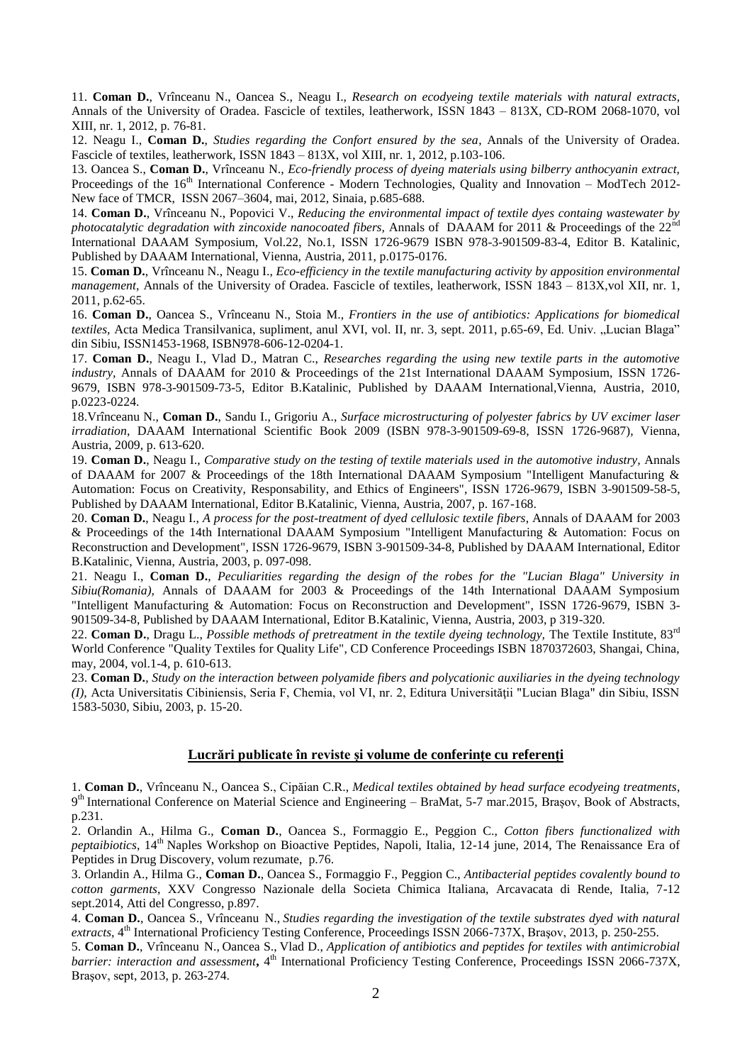11. **Coman D.**, Vrînceanu N., Oancea S., Neagu I., *Research on ecodyeing textile materials with natural extracts,* Annals of the University of Oradea. Fascicle of textiles, leatherwork, ISSN 1843 – 813X, CD-ROM 2068-1070, vol XIII, nr. 1, 2012, p. 76-81.

12. Neagu I., **Coman D.**, *Studies regarding the Confort ensured by the sea*, Annals of the University of Oradea. Fascicle of textiles, leatherwork, ISSN 1843 – 813X, vol XIII, nr. 1, 2012, p.103-106.

13. Oancea S., **Coman D.**, Vrînceanu N., *Eco-friendly process of dyeing materials using bilberry anthocyanin extract,* Proceedings of the 16[th] International Conference - Modern Technologies, Quality and Innovation – ModTech 2012- New face of TMCR, ISSN 2067–3604, mai, 2012, Sinaia, p.685-688.

14. **Coman D.**, Vrînceanu N., Popovici V., *Reducing the environmental impact of textile dyes containg wastewater by photocatalytic degradation with zincoxide nanocoated fibers,* Annals of DAAAM for 2011 & Proceedings of the 22[nd] International DAAAM Symposium, Vol.22, No.1, ISSN 1726-9679 ISBN 978-3-901509-83-4, Editor B. Katalinic, Published by DAAAM International, Vienna, Austria, 2011, p.0175-0176.

15. **Coman D.**, Vrînceanu N., Neagu I., *Eco-efficiency in the textile manufacturing activity by apposition environmental management,* Annals of the University of Oradea. Fascicle of textiles, leatherwork, ISSN 1843 – 813X,vol XII, nr. 1, 2011, p.62-65.

16. **Coman D.**, Oancea S., Vrînceanu N., Stoia M., *Frontiers in the use of antibiotics: Applications for biomedical textiles,* Acta Medica Transilvanica, supliment, anul XVI, vol. II, nr. 3, sept. 2011, p.65-69, Ed. Univ. „Lucian Blaga" din Sibiu, ISSN1453-1968, ISBN978-606-12-0204-1.

17. **Coman D.**, Neagu I., Vlad D., Matran C., *Researches regarding the using new textile parts in the automotive industry,* Annals of DAAAM for 2010 & Proceedings of the 21st International DAAAM Symposium, ISSN 1726-9679, ISBN 978-3-901509-73-5, Editor B.Katalinic, Published by DAAAM International,Vienna, Austria, 2010, p.0223-0224.

18.Vrînceanu N., **Coman D.**, Sandu I., Grigoriu A., *Surface microstructuring of polyester fabrics by UV excimer laser irradiation*, DAAAM International Scientific Book 2009 (ISBN 978-3-901509-69-8, ISSN 1726-9687), Vienna, Austria, 2009, p. 613-620.

19. **Coman D.**, Neagu I., *Comparative study on the testing of textile materials used in the automotive industry,* Annals of DAAAM for 2007 & Proceedings of the 18th International DAAAM Symposium "Intelligent Manufacturing & Automation: Focus on Creativity, Responsability, and Ethics of Engineers", ISSN 1726-9679, ISBN 3-901509-58-5, Published by DAAAM International, Editor B.Katalinic, Vienna, Austria, 2007, p. 167-168.

20. **Coman D.**, Neagu I., *A process for the post-treatment of dyed cellulosic textile fibers*, Annals of DAAAM for 2003 & Proceedings of the 14th International DAAAM Symposium "Intelligent Manufacturing & Automation: Focus on Reconstruction and Development", ISSN 1726-9679, ISBN 3-901509-34-8, Published by DAAAM International, Editor B.Katalinic, Vienna, Austria, 2003, p. 097-098.

21. Neagu I., **Coman D.**, *Peculiarities regarding the design of the robes for the "Lucian Blaga" University in Sibiu(Romania),* Annals of DAAAM for 2003 & Proceedings of the 14th International DAAAM Symposium "Intelligent Manufacturing & Automation: Focus on Reconstruction and Development", ISSN 1726-9679, ISBN 3-901509-34-8, Published by DAAAM International, Editor B.Katalinic, Vienna, Austria, 2003, p 319-320.

22. **Coman D.**, Dragu L., *Possible methods of pretreatment in the textile dyeing technology,* The Textile Institute, 83[rd] World Conference "Quality Textiles for Quality Life", CD Conference Proceedings ISBN 1870372603, Shangai, China, may, 2004, vol.1-4, p. 610-613.

23. **Coman D.**, *Study on the interaction between polyamide fibers and polycationic auxiliaries in the dyeing technology (I),* Acta Universitatis Cibiniensis, Seria F, Chemia, vol VI, nr. 2, Editura Universităţii "Lucian Blaga" din Sibiu, ISSN 1583-5030, Sibiu, 2003, p. 15-20.

## Lucrări publicate în reviste şi volume de conferinţe cu referenţi

1. **Coman D.**, Vrînceanu N., Oancea S., Cipăian C.R., *Medical textiles obtained by head surface ecodyeing treatments*, 9[th] International Conference on Material Science and Engineering – BraMat, 5-7 mar.2015, Braşov, Book of Abstracts, p.231.

2. Orlandin A., Hilma G., **Coman D.**, Oancea S., Formaggio E., Peggion C., *Cotton fibers functionalized with peptaibiotics*, 14[th] Naples Workshop on Bioactive Peptides, Napoli, Italia, 12-14 june, 2014, The Renaissance Era of Peptides in Drug Discovery, volum rezumate, p.76.

3. Orlandin A., Hilma G., **Coman D.**, Oancea S., Formaggio F., Peggion C., *Antibacterial peptides covalently bound to cotton garments*, XXV Congresso Nazionale della Societa Chimica Italiana, Arcavacata di Rende, Italia, 7-12 sept.2014, Atti del Congresso, p.897.

4. **Coman D.**, Oancea S., Vrînceanu N., *Studies regarding the investigation of the textile substrates dyed with natural extracts,* 4[th] International Proficiency Testing Conference, Proceedings ISSN 2066-737X, Braşov, 2013, p. 250-255.

5. **Coman D.**, Vrînceanu N., Oancea S., Vlad D., *Application of antibiotics and peptides for textiles with antimicrobial barrier: interaction and assessment*, 4[th] International Proficiency Testing Conference, Proceedings ISSN 2066-737X, Braşov, sept, 2013, p. 263-274.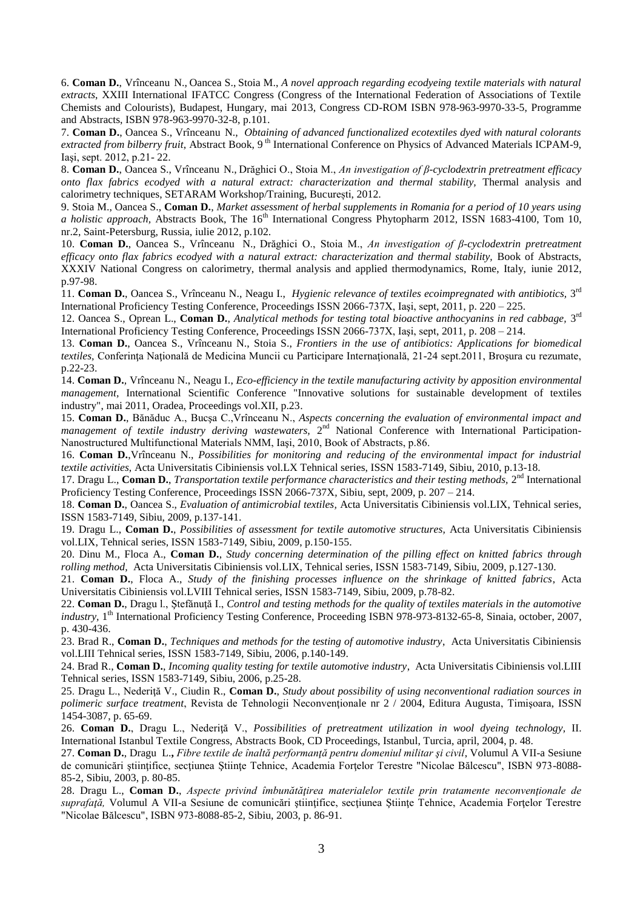6. **Coman D.**, Vrînceanu N., Oancea S., Stoia M., *A novel approach regarding ecodyeing textile materials with natural extracts*, XXIII International IFATCC Congress (Congress of the International Federation of Associations of Textile Chemists and Colourists), Budapest, Hungary, mai 2013, Congress CD-ROM ISBN 978-963-9970-33-5, Programme and Abstracts, ISBN 978-963-9970-32-8, p.101.

7. **Coman D.**, Oancea S., Vrînceanu N., *Obtaining of advanced functionalized ecotextiles dyed with natural colorants extracted from bilberry fruit*, Abstract Book, 9 th International Conference on Physics of Advanced Materials ICPAM-9, Iaşi, sept. 2012, p.21- 22.

8. **Coman D.**, Oancea S., Vrînceanu N., Drăghici O., Stoia M., *An investigation of β-cyclodextrin pretreatment efficacy onto flax fabrics ecodyed with a natural extract: characterization and thermal stability*, Thermal analysis and calorimetry techniques, SETARAM Workshop/Training, București, 2012.

9. Stoia M., Oancea S., **Coman D.**, *Market assessment of herbal supplements in Romania for a period of 10 years using a holistic approach*, Abstracts Book, The 16th International Congress Phytopharm 2012, ISSN 1683-4100, Tom 10, nr.2, Saint-Petersburg, Russia, iulie 2012, p.102.

10. **Coman D.**, Oancea S., Vrînceanu N., Drăghici O., Stoia M., *An investigation of β-cyclodextrin pretreatment efficacy onto flax fabrics ecodyed with a natural extract: characterization and thermal stability*, Book of Abstracts, XXXIV National Congress on calorimetry, thermal analysis and applied thermodynamics, Rome, Italy, iunie 2012, p.97-98.

11. **Coman D.**, Oancea S., Vrînceanu N., Neagu I., *Hygienic relevance of textiles ecoimpregnated with antibiotics*, 3rd International Proficiency Testing Conference, Proceedings ISSN 2066-737X, Iaşi, sept, 2011, p. 220 – 225.

12. Oancea S., Oprean L., **Coman D.**, *Analytical methods for testing total bioactive anthocyanins in red cabbage*, 3rd International Proficiency Testing Conference, Proceedings ISSN 2066-737X, Iaşi, sept, 2011, p. 208 – 214.

13. **Coman D.**, Oancea S., Vrînceanu N., Stoia S., *Frontiers in the use of antibiotics: Applications for biomedical textiles*, Conferința Națională de Medicina Muncii cu Participare Internațională, 21-24 sept.2011, Broșura cu rezumate, p.22-23.

14. **Coman D.**, Vrînceanu N., Neagu I., *Eco-efficiency in the textile manufacturing activity by apposition environmental management*, International Scientific Conference "Innovative solutions for sustainable development of textiles industry", mai 2011, Oradea, Proceedings vol.XII, p.23.

15. **Coman D.**, Bănăduc A., Bucșa C.,Vrînceanu N., *Aspects concerning the evaluation of environmental impact and management of textile industry deriving wastewaters*, 2nd National Conference with International Participation- Nanostructured Multifunctional Materials NMM, Iaşi, 2010, Book of Abstracts, p.86.

16. **Coman D.**,Vrînceanu N., *Possibilities for monitoring and reducing of the environmental impact for industrial textile activities*, Acta Universitatis Cibiniensis vol.LX Tehnical series, ISSN 1583-7149, Sibiu, 2010, p.13-18.

17. Dragu L., **Coman D.**, *Transportation textile performance characteristics and their testing methods*, 2nd International Proficiency Testing Conference, Proceedings ISSN 2066-737X, Sibiu, sept, 2009, p. 207 – 214.

18. **Coman D.**, Oancea S., *Evaluation of antimicrobial textiles*, Acta Universitatis Cibiniensis vol.LIX, Tehnical series, ISSN 1583-7149, Sibiu, 2009, p.137-141.

19. Dragu L., **Coman D.**, *Possibilities of assessment for textile automotive structures*, Acta Universitatis Cibiniensis vol.LIX, Tehnical series, ISSN 1583-7149, Sibiu, 2009, p.150-155.

20. Dinu M., Floca A., **Coman D.**, *Study concerning determination of the pilling effect on knitted fabrics through rolling method*, Acta Universitatis Cibiniensis vol.LIX, Tehnical series, ISSN 1583-7149, Sibiu, 2009, p.127-130.

21. **Coman D.**, Floca A., *Study of the finishing processes influence on the shrinkage of knitted fabrics*, Acta Universitatis Cibiniensis vol.LVIII Tehnical series, ISSN 1583-7149, Sibiu, 2009, p.78-82.

22. **Coman D.**, Dragu l., Ştefănuţă I., *Control and testing methods for the quality of textiles materials in the automotive industry*, 1th International Proficiency Testing Conference, Proceeding ISBN 978-973-8132-65-8, Sinaia, october, 2007, p. 430-436.

23. Brad R., **Coman D.**, *Techniques and methods for the testing of automotive industry*, Acta Universitatis Cibiniensis vol.LIII Tehnical series, ISSN 1583-7149, Sibiu, 2006, p.140-149.

24. Brad R., **Coman D.**, *Incoming quality testing for textile automotive industry*, Acta Universitatis Cibiniensis vol.LIII Tehnical series, ISSN 1583-7149, Sibiu, 2006, p.25-28.

25. Dragu L., Nederiţă V., Ciudin R., **Coman D.**, *Study about possibility of using neconventional radiation sources in polimeric surface treatment*, Revista de Tehnologii Neconvenţionale nr 2 / 2004, Editura Augusta, Timişoara, ISSN 1454-3087, p. 65-69.

26. **Coman D.**, Dragu L., Nederiţă V., *Possibilities of pretreatment utilization in wool dyeing technology*, II. International Istanbul Textile Congress, Abstracts Book, CD Proceedings, Istanbul, Turcia, april, 2004, p. 48.

27. **Coman D.**, Dragu L.**,** *Fibre textile de înaltă performanţă pentru domeniul militar şi civil*, Volumul A VII-a Sesiune de comunicări ştiinţifice, secţiunea Ştiinţe Tehnice, Academia Forţelor Terestre "Nicolae Bălcescu", ISBN 973-8088-85-2, Sibiu, 2003, p. 80-85.

28. Dragu L., **Coman D.**, *Aspecte privind îmbunătăţirea materialelor textile prin tratamente neconvenţionale de suprafaţă,* Volumul A VII-a Sesiune de comunicări ştiinţifice, secţiunea Ştiinţe Tehnice, Academia Forţelor Terestre "Nicolae Bălcescu", ISBN 973-8088-85-2, Sibiu, 2003, p. 86-91.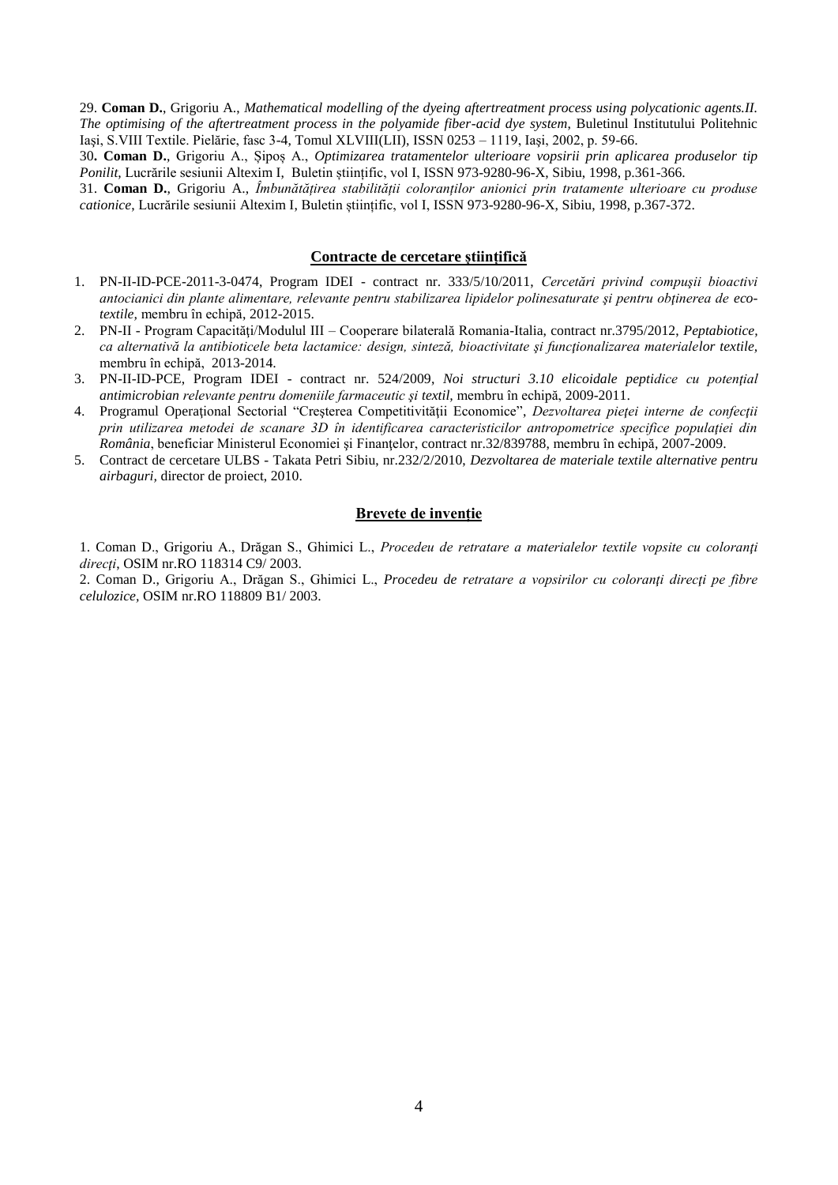29. **Coman D.**, Grigoriu A., *Mathematical modelling of the dyeing aftertreatment process using polycationic agents.II. The optimising of the aftertreatment process in the polyamide fiber-acid dye system*, Buletinul Institutului Politehnic Iaşi, S.VIII Textile. Pielărie, fasc 3-4, Tomul XLVIII(LII), ISSN 0253 – 1119, Iaşi, 2002, p. 59-66.

30**. Coman D.**, Grigoriu A., Șipoș A., *Optimizarea tratamentelor ulterioare vopsirii prin aplicarea produselor tip Ponilit*, Lucrările sesiunii Altexim I, Buletin științific, vol I, ISSN 973-9280-96-X, Sibiu, 1998, p.361-366.

31. **Coman D.**, Grigoriu A., *Îmbunătățirea stabilității coloranților anionici prin tratamente ulterioare cu produse cationice*, Lucrările sesiunii Altexim I, Buletin științific, vol I, ISSN 973-9280-96-X, Sibiu, 1998, p.367-372.

## Contracte de cercetare ştiinţifică

1. PN-II-ID-PCE-2011-3-0474, Program IDEI - contract nr. 333/5/10/2011, *Cercetări privind compuşii bioactivi antocianici din plante alimentare, relevante pentru stabilizarea lipidelor polinesaturate şi pentru obţinerea de eco-textile,* membru în echipă, 2012-2015.
2. PN-II - Program Capacităţi/Modulul III – Cooperare bilaterală Romania-Italia, contract nr.3795/2012, *Peptabiotice, ca alternativă la antibioticele beta lactamice: design, sinteză, bioactivitate şi funcţionalizarea materialelor textile,* membru în echipă, 2013-2014.
3. PN-II-ID-PCE, Program IDEI - contract nr. 524/2009, *Noi structuri 3.10 elicoidale peptidice cu potenţial antimicrobian relevante pentru domeniile farmaceutic şi textil,* membru în echipă, 2009-2011.
4. Programul Operaţional Sectorial "Creşterea Competitivităţii Economice", *Dezvoltarea pieţei interne de confecţii prin utilizarea metodei de scanare 3D în identificarea caracteristicilor antropometrice specifice populaţiei din România*, beneficiar Ministerul Economiei şi Finanţelor, contract nr.32/839788, membru în echipă, 2007-2009.
5. Contract de cercetare ULBS - Takata Petri Sibiu, nr.232/2/2010, *Dezvoltarea de materiale textile alternative pentru airbaguri,* director de proiect, 2010.

## Brevete de invenţie

1. Coman D., Grigoriu A., Drăgan S., Ghimici L., *Procedeu de retratare a materialelor textile vopsite cu coloranţi direcţi*, OSIM nr.RO 118314 C9/ 2003.

2. Coman D., Grigoriu A., Drăgan S., Ghimici L., *Procedeu de retratare a vopsirilor cu coloranţi direcţi pe fibre celulozice,* OSIM nr.RO 118809 B1/ 2003.